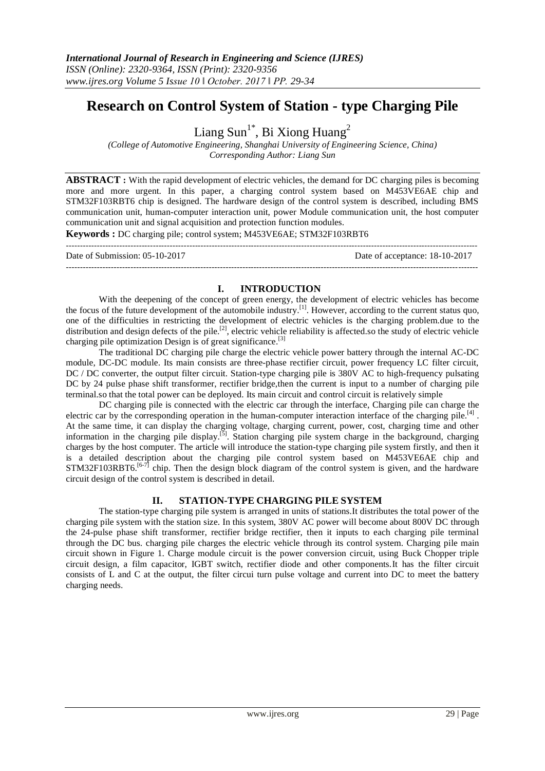# Research on Control System of Station - type Charging Pile

Liang Sun[1*], Bi Xiong Huang[2]

*(College of Automotive Engineering, Shanghai University of Engineering Science, China)*
*Corresponding Author: Liang Sun*

**ABSTRACT :** With the rapid development of electric vehicles, the demand for DC charging piles is becoming more and more urgent. In this paper, a charging control system based on M453VE6AE chip and STM32F103RBT6 chip is designed. The hardware design of the control system is described, including BMS communication unit, human-computer interaction unit, power Module communication unit, the host computer communication unit and signal acquisition and protection function modules.

**Keywords :** DC charging pile; control system; M453VE6AE; STM32F103RBT6

Date of Submission: 05-10-2017 Date of acceptance: 18-10-2017

## I. INTRODUCTION

With the deepening of the concept of green energy, the development of electric vehicles has become the focus of the future development of the automobile industry.[1]. However, according to the current status quo, one of the difficulties in restricting the development of electric vehicles is the charging problem.due to the distribution and design defects of the pile.[2], electric vehicle reliability is affected.so the study of electric vehicle charging pile optimization Design is of great significance.[3]

The traditional DC charging pile charge the electric vehicle power battery through the internal AC-DC module, DC-DC module. Its main consists are three-phase rectifier circuit, power frequency LC filter circuit, DC / DC converter, the output filter circuit. Station-type charging pile is 380V AC to high-frequency pulsating DC by 24 pulse phase shift transformer, rectifier bridge,then the current is input to a number of charging pile terminal.so that the total power can be deployed. Its main circuit and control circuit is relatively simple

DC charging pile is connected with the electric car through the interface, Charging pile can charge the electric car by the corresponding operation in the human-computer interaction interface of the charging pile.[4] . At the same time, it can display the charging voltage, charging current, power, cost, charging time and other information in the charging pile display.[5]. Station charging pile system charge in the background, charging charges by the host computer. The article will introduce the station-type charging pile system firstly, and then it is a detailed description about the charging pile control system based on M453VE6AE chip and STM32F103RBT6.[6-7] chip. Then the design block diagram of the control system is given, and the hardware circuit design of the control system is described in detail.

## II. STATION-TYPE CHARGING PILE SYSTEM

The station-type charging pile system is arranged in units of stations.It distributes the total power of the charging pile system with the station size. In this system, 380V AC power will become about 800V DC through the 24-pulse phase shift transformer, rectifier bridge rectifier, then it inputs to each charging pile terminal through the DC bus. charging pile charges the electric vehicle through its control system. Charging pile main circuit shown in Figure 1. Charge module circuit is the power conversion circuit, using Buck Chopper triple circuit design, a film capacitor, IGBT switch, rectifier diode and other components.It has the filter circuit consists of L and C at the output, the filter circui turn pulse voltage and current into DC to meet the battery charging needs.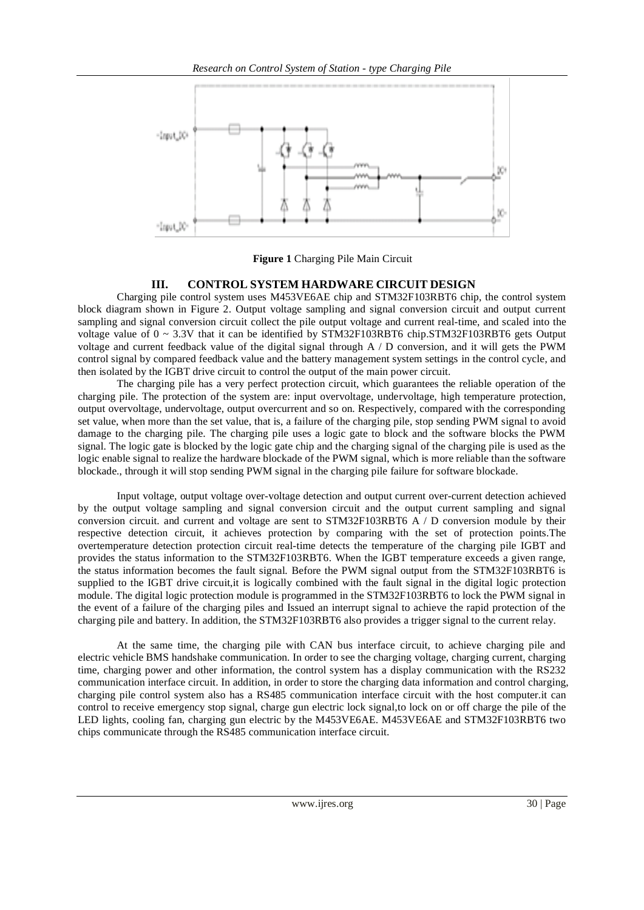**Figure 1** Charging Pile Main Circuit

## III. CONTROL SYSTEM HARDWARE CIRCUIT DESIGN

Charging pile control system uses M453VE6AE chip and STM32F103RBT6 chip, the control system block diagram shown in Figure 2. Output voltage sampling and signal conversion circuit and output current sampling and signal conversion circuit collect the pile output voltage and current real-time, and scaled into the voltage value of 0 ~ 3.3V that it can be identified by STM32F103RBT6 chip.STM32F103RBT6 gets Output voltage and current feedback value of the digital signal through A / D conversion, and it will gets the PWM control signal by compared feedback value and the battery management system settings in the control cycle, and then isolated by the IGBT drive circuit to control the output of the main power circuit.

The charging pile has a very perfect protection circuit, which guarantees the reliable operation of the charging pile. The protection of the system are: input overvoltage, undervoltage, high temperature protection, output overvoltage, undervoltage, output overcurrent and so on. Respectively, compared with the corresponding set value, when more than the set value, that is, a failure of the charging pile, stop sending PWM signal to avoid damage to the charging pile. The charging pile uses a logic gate to block and the software blocks the PWM signal. The logic gate is blocked by the logic gate chip and the charging signal of the charging pile is used as the logic enable signal to realize the hardware blockade of the PWM signal, which is more reliable than the software blockade., through it will stop sending PWM signal in the charging pile failure for software blockade.

Input voltage, output voltage over-voltage detection and output current over-current detection achieved by the output voltage sampling and signal conversion circuit and the output current sampling and signal conversion circuit. and current and voltage are sent to STM32F103RBT6 A / D conversion module by their respective detection circuit, it achieves protection by comparing with the set of protection points.The overtemperature detection protection circuit real-time detects the temperature of the charging pile IGBT and provides the status information to the STM32F103RBT6. When the IGBT temperature exceeds a given range, the status information becomes the fault signal. Before the PWM signal output from the STM32F103RBT6 is supplied to the IGBT drive circuit,it is logically combined with the fault signal in the digital logic protection module. The digital logic protection module is programmed in the STM32F103RBT6 to lock the PWM signal in the event of a failure of the charging piles and Issued an interrupt signal to achieve the rapid protection of the charging pile and battery. In addition, the STM32F103RBT6 also provides a trigger signal to the current relay.

At the same time, the charging pile with CAN bus interface circuit, to achieve charging pile and electric vehicle BMS handshake communication. In order to see the charging voltage, charging current, charging time, charging power and other information, the control system has a display communication with the RS232 communication interface circuit. In addition, in order to store the charging data information and control charging, charging pile control system also has a RS485 communication interface circuit with the host computer.it can control to receive emergency stop signal, charge gun electric lock signal,to lock on or off charge the pile of the LED lights, cooling fan, charging gun electric by the M453VE6AE. M453VE6AE and STM32F103RBT6 two chips communicate through the RS485 communication interface circuit.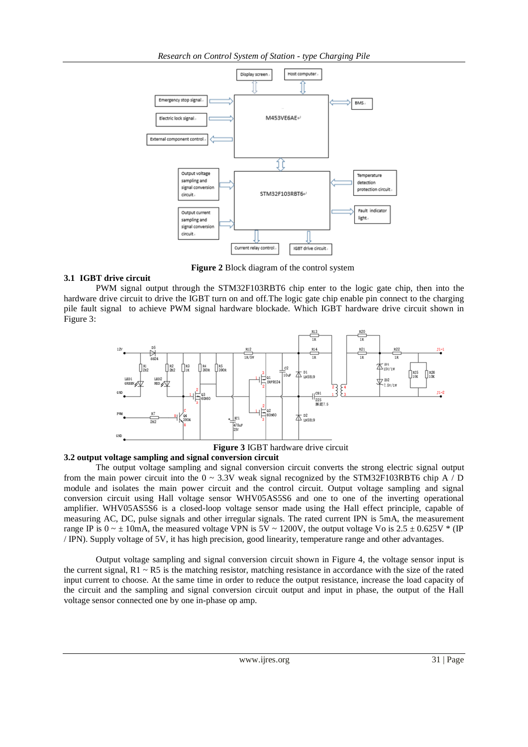**Figure 2** Block diagram of the control system

### 3.1 IGBT drive circuit

PWM signal output through the STM32F103RBT6 chip enter to the logic gate chip, then into the hardware drive circuit to drive the IGBT turn on and off.The logic gate chip enable pin connect to the charging pile fault signal to achieve PWM signal hardware blockade. Which IGBT hardware drive circuit shown in Figure 3:

**Figure 3** IGBT hardware drive circuit

### 3.2 output voltage sampling and signal conversion circuit

The output voltage sampling and signal conversion circuit converts the strong electric signal output from the main power circuit into the 0 ~ 3.3V weak signal recognized by the STM32F103RBT6 chip A / D module and isolates the main power circuit and the control circuit. Output voltage sampling and signal conversion circuit using Hall voltage sensor WHV05AS5S6 and one to one of the inverting operational amplifier. WHV05AS5S6 is a closed-loop voltage sensor made using the Hall effect principle, capable of measuring AC, DC, pulse signals and other irregular signals. The rated current IPN is 5mA, the measurement range IP is 0 ~ ± 10mA, the measured voltage VPN is 5V ~ 1200V, the output voltage Vo is 2.5 ± 0.625V * (IP / IPN). Supply voltage of 5V, it has high precision, good linearity, temperature range and other advantages.

Output voltage sampling and signal conversion circuit shown in Figure 4, the voltage sensor input is the current signal, R1 ~ R5 is the matching resistor, matching resistance in accordance with the size of the rated input current to choose. At the same time in order to reduce the output resistance, increase the load capacity of the circuit and the sampling and signal conversion circuit output and input in phase, the output of the Hall voltage sensor connected one by one in-phase op amp.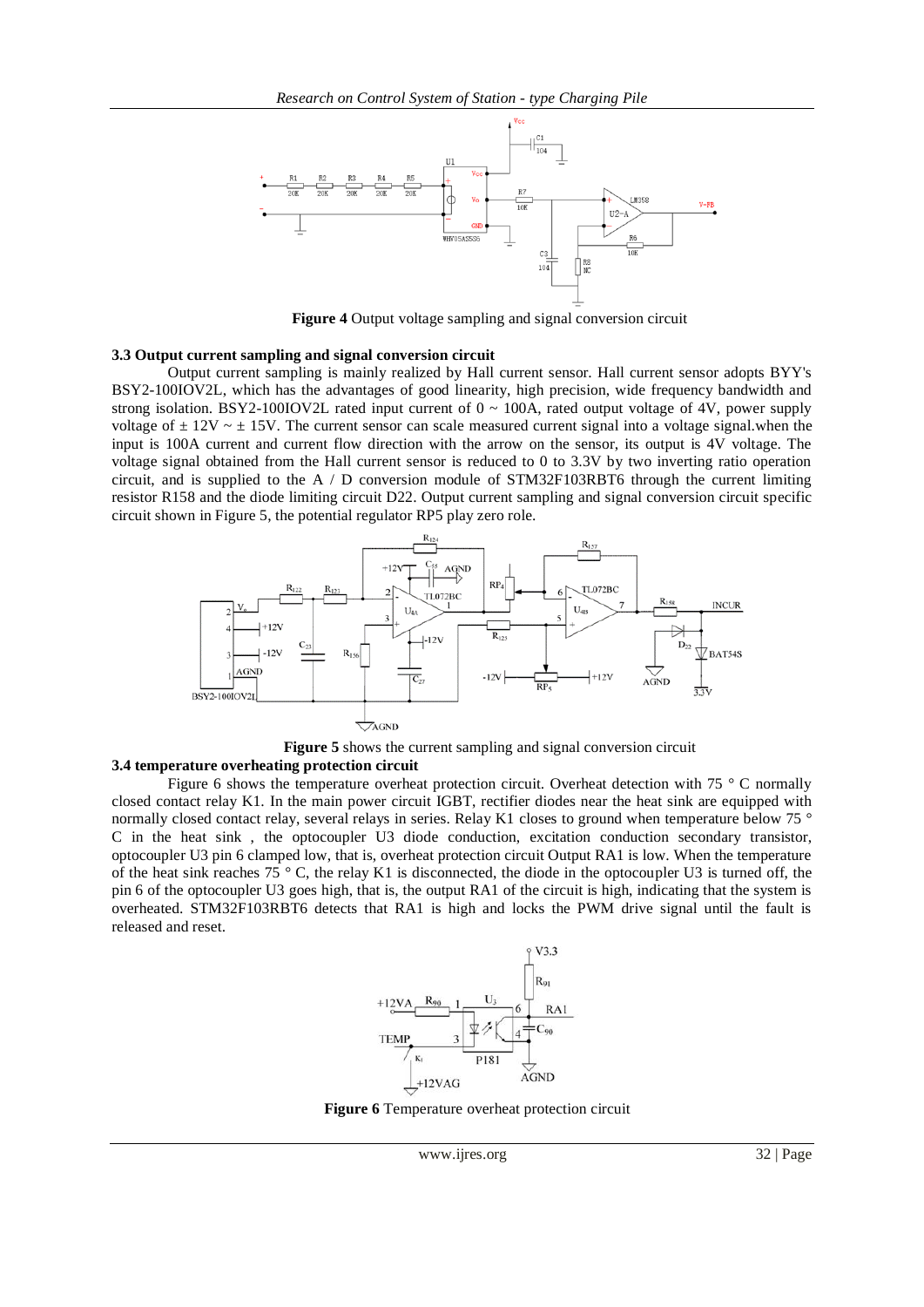**Figure 4** Output voltage sampling and signal conversion circuit

### 3.3 Output current sampling and signal conversion circuit

Output current sampling is mainly realized by Hall current sensor. Hall current sensor adopts BYY's BSY2-100IOV2L, which has the advantages of good linearity, high precision, wide frequency bandwidth and strong isolation. BSY2-100IOV2L rated input current of 0 ~ 100A, rated output voltage of 4V, power supply voltage of ± 12V ~ ± 15V. The current sensor can scale measured current signal into a voltage signal.when the input is 100A current and current flow direction with the arrow on the sensor, its output is 4V voltage. The voltage signal obtained from the Hall current sensor is reduced to 0 to 3.3V by two inverting ratio operation circuit, and is supplied to the A / D conversion module of STM32F103RBT6 through the current limiting resistor R158 and the diode limiting circuit D22. Output current sampling and signal conversion circuit specific circuit shown in Figure 5, the potential regulator RP5 play zero role.

**Figure 5** shows the current sampling and signal conversion circuit

### 3.4 temperature overheating protection circuit

Figure 6 shows the temperature overheat protection circuit. Overheat detection with 75 ° C normally closed contact relay K1. In the main power circuit IGBT, rectifier diodes near the heat sink are equipped with normally closed contact relay, several relays in series. Relay K1 closes to ground when temperature below 75 ° C in the heat sink , the optocoupler U3 diode conduction, excitation conduction secondary transistor, optocoupler U3 pin 6 clamped low, that is, overheat protection circuit Output RA1 is low. When the temperature of the heat sink reaches 75 ° C, the relay K1 is disconnected, the diode in the optocoupler U3 is turned off, the pin 6 of the optocoupler U3 goes high, that is, the output RA1 of the circuit is high, indicating that the system is overheated. STM32F103RBT6 detects that RA1 is high and locks the PWM drive signal until the fault is released and reset.

**Figure 6** Temperature overheat protection circuit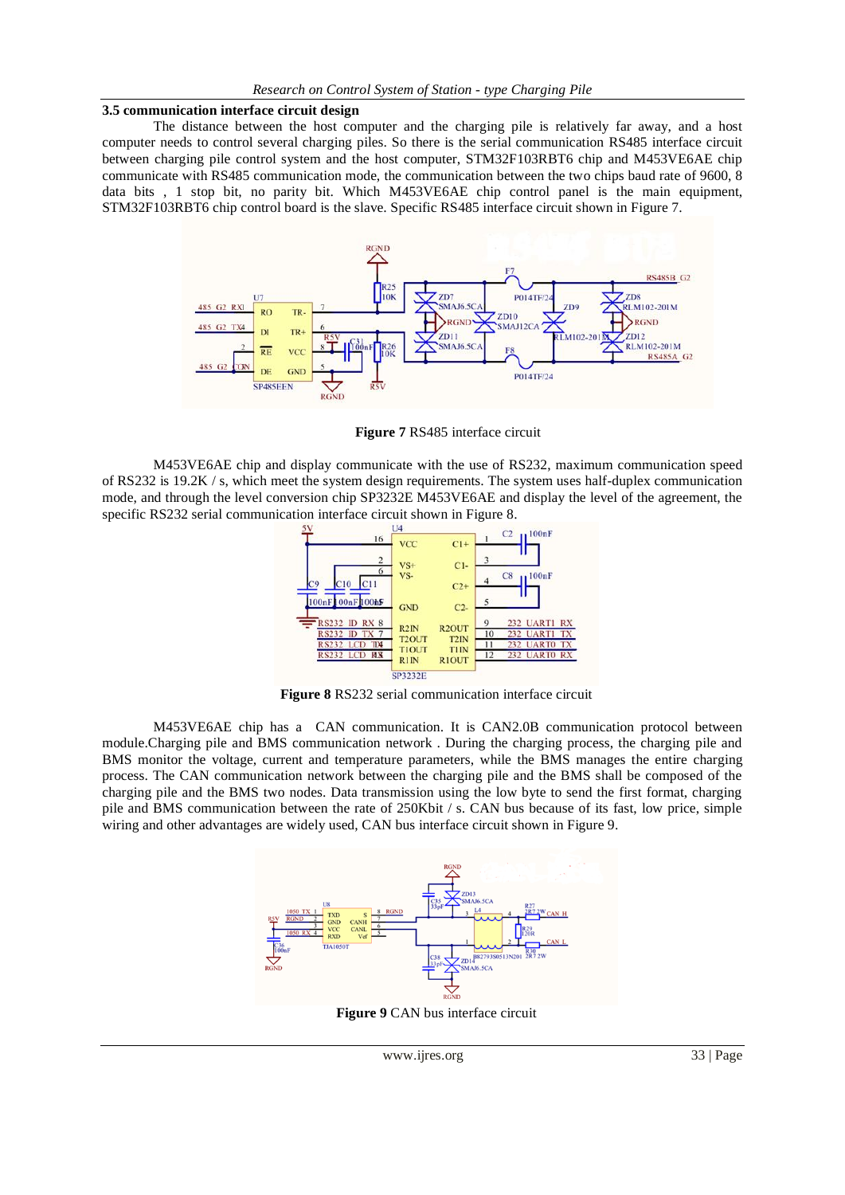### 3.5 communication interface circuit design

The distance between the host computer and the charging pile is relatively far away, and a host computer needs to control several charging piles. So there is the serial communication RS485 interface circuit between charging pile control system and the host computer, STM32F103RBT6 chip and M453VE6AE chip communicate with RS485 communication mode, the communication between the two chips baud rate of 9600, 8 data bits , 1 stop bit, no parity bit. Which M453VE6AE chip control panel is the main equipment, STM32F103RBT6 chip control board is the slave. Specific RS485 interface circuit shown in Figure 7.

**Figure 7** RS485 interface circuit

M453VE6AE chip and display communicate with the use of RS232, maximum communication speed of RS232 is 19.2K / s, which meet the system design requirements. The system uses half-duplex communication mode, and through the level conversion chip SP3232E M453VE6AE and display the level of the agreement, the specific RS232 serial communication interface circuit shown in Figure 8.

**Figure 8** RS232 serial communication interface circuit

M453VE6AE chip has a CAN communication. It is CAN2.0B communication protocol between module.Charging pile and BMS communication network . During the charging process, the charging pile and BMS monitor the voltage, current and temperature parameters, while the BMS manages the entire charging process. The CAN communication network between the charging pile and the BMS shall be composed of the charging pile and the BMS two nodes. Data transmission using the low byte to send the first format, charging pile and BMS communication between the rate of 250Kbit / s. CAN bus because of its fast, low price, simple wiring and other advantages are widely used, CAN bus interface circuit shown in Figure 9.

**Figure 9** CAN bus interface circuit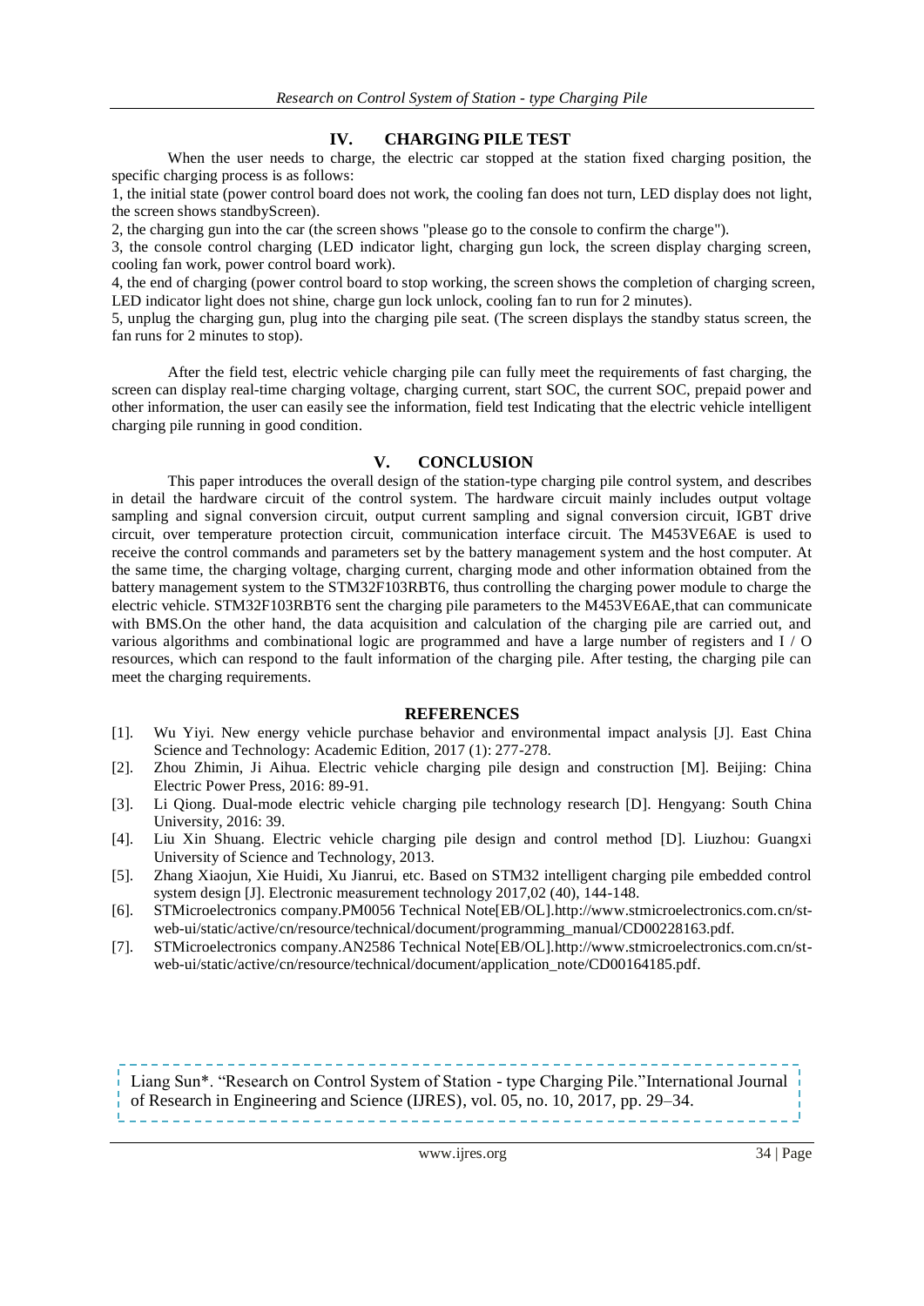## IV. CHARGING PILE TEST

When the user needs to charge, the electric car stopped at the station fixed charging position, the specific charging process is as follows:

1, the initial state (power control board does not work, the cooling fan does not turn, LED display does not light, the screen shows standbyScreen).

2, the charging gun into the car (the screen shows "please go to the console to confirm the charge").

3, the console control charging (LED indicator light, charging gun lock, the screen display charging screen, cooling fan work, power control board work).

4, the end of charging (power control board to stop working, the screen shows the completion of charging screen, LED indicator light does not shine, charge gun lock unlock, cooling fan to run for 2 minutes).

5, unplug the charging gun, plug into the charging pile seat. (The screen displays the standby status screen, the fan runs for 2 minutes to stop).

After the field test, electric vehicle charging pile can fully meet the requirements of fast charging, the screen can display real-time charging voltage, charging current, start SOC, the current SOC, prepaid power and other information, the user can easily see the information, field test Indicating that the electric vehicle intelligent charging pile running in good condition.

## V. CONCLUSION

This paper introduces the overall design of the station-type charging pile control system, and describes in detail the hardware circuit of the control system. The hardware circuit mainly includes output voltage sampling and signal conversion circuit, output current sampling and signal conversion circuit, IGBT drive circuit, over temperature protection circuit, communication interface circuit. The M453VE6AE is used to receive the control commands and parameters set by the battery management system and the host computer. At the same time, the charging voltage, charging current, charging mode and other information obtained from the battery management system to the STM32F103RBT6, thus controlling the charging power module to charge the electric vehicle. STM32F103RBT6 sent the charging pile parameters to the M453VE6AE,that can communicate with BMS.On the other hand, the data acquisition and calculation of the charging pile are carried out, and various algorithms and combinational logic are programmed and have a large number of registers and I / O resources, which can respond to the fault information of the charging pile. After testing, the charging pile can meet the charging requirements.

## REFERENCES

[1]. Wu Yiyi. New energy vehicle purchase behavior and environmental impact analysis [J]. East China Science and Technology: Academic Edition, 2017 (1): 277-278.

[2]. Zhou Zhimin, Ji Aihua. Electric vehicle charging pile design and construction [M]. Beijing: China Electric Power Press, 2016: 89-91.

[3]. Li Qiong. Dual-mode electric vehicle charging pile technology research [D]. Hengyang: South China University, 2016: 39.

[4]. Liu Xin Shuang. Electric vehicle charging pile design and control method [D]. Liuzhou: Guangxi University of Science and Technology, 2013.

[5]. Zhang Xiaojun, Xie Huidi, Xu Jianrui, etc. Based on STM32 intelligent charging pile embedded control system design [J]. Electronic measurement technology 2017,02 (40), 144-148.

[6]. STMicroelectronics company.PM0056 Technical Note[EB/OL].http://www.stmicroelectronics.com.cn/st-web-ui/static/active/cn/resource/technical/document/programming_manual/CD00228163.pdf.

[7]. STMicroelectronics company.AN2586 Technical Note[EB/OL].http://www.stmicroelectronics.com.cn/st-web-ui/static/active/cn/resource/technical/document/application_note/CD00164185.pdf.

Liang Sun*. "Research on Control System of Station - type Charging Pile."International Journal of Research in Engineering and Science (IJRES), vol. 05, no. 10, 2017, pp. 29–34.